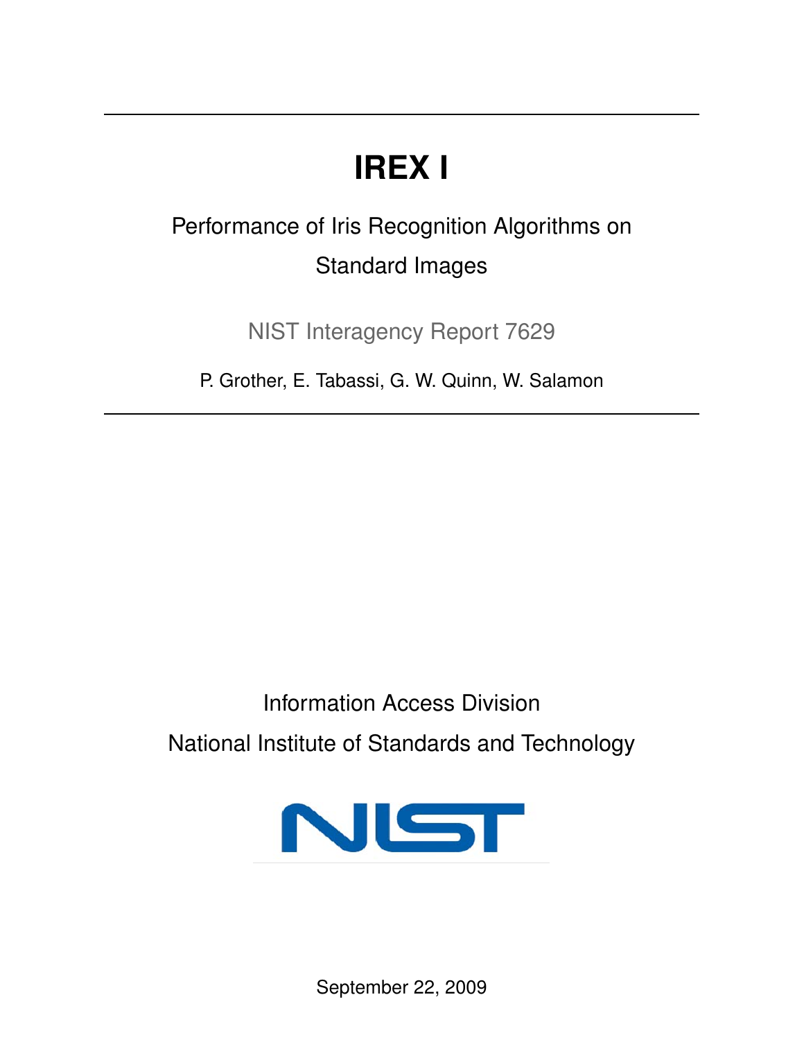# IREX I

Performance of Iris Recognition Algorithms on Standard Images

NIST Interagency Report 7629

P. Grother, E. Tabassi, G. W. Quinn, W. Salamon

Information Access Division

National Institute of Standards and Technology

NIST

September 22, 2009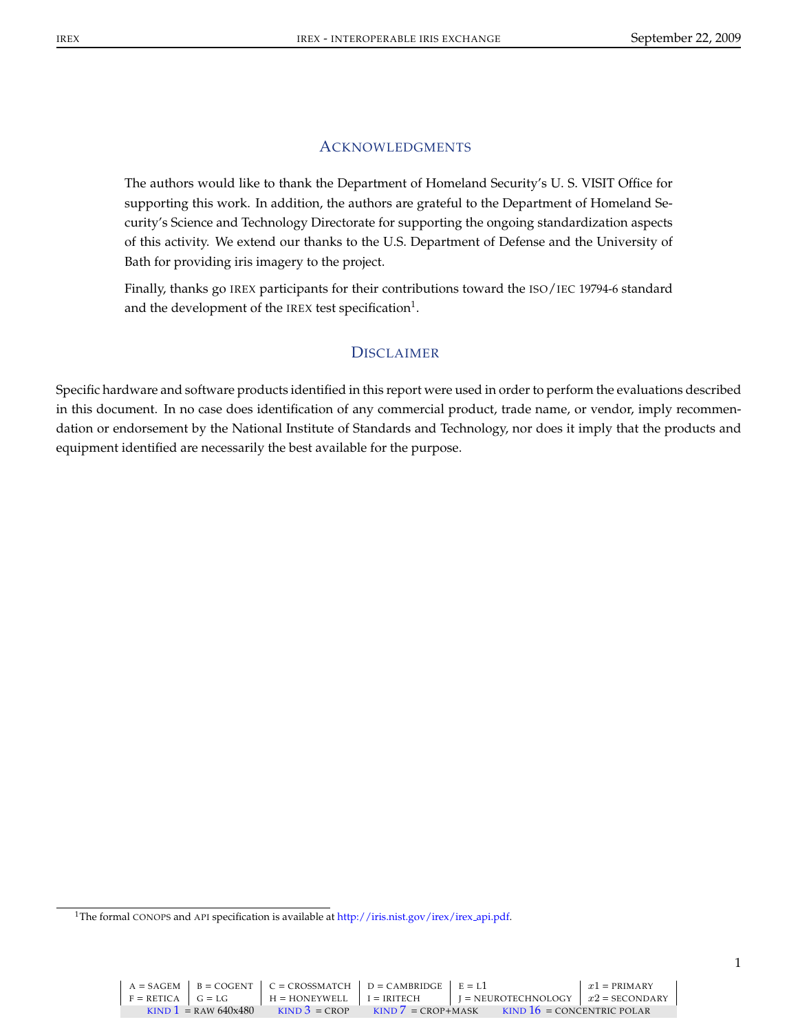## Acknowledgments

The authors would like to thank the Department of Homeland Security's U. S. VISIT Office for supporting this work. In addition, the authors are grateful to the Department of Homeland Security's Science and Technology Directorate for supporting the ongoing standardization aspects of this activity. We extend our thanks to the U.S. Department of Defense and the University of Bath for providing iris imagery to the project.

Finally, thanks go IREX participants for their contributions toward the ISO/IEC 19794-6 standard and the development of the IREX test specification[1].

## Disclaimer

Specific hardware and software products identified in this report were used in order to perform the evaluations described in this document. In no case does identification of any commercial product, trade name, or vendor, imply recommendation or endorsement by the National Institute of Standards and Technology, nor does it imply that the products and equipment identified are necessarily the best available for the purpose.

[1] The formal CONOPS and API specification is available at http://iris.nist.gov/irex/irex_api.pdf.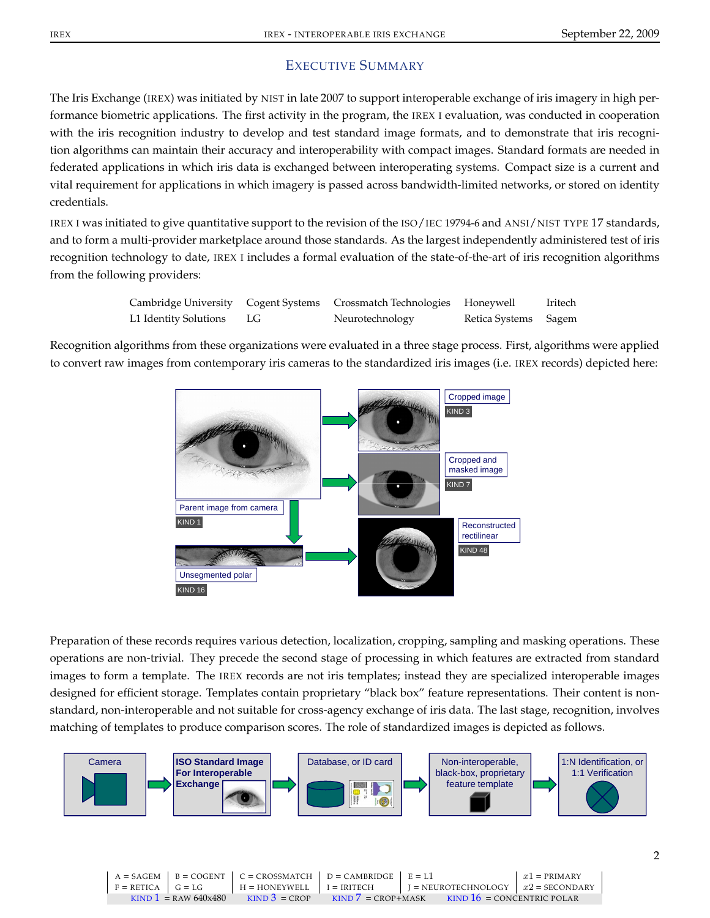# Executive Summary

The Iris Exchange (IREX) was initiated by NIST in late 2007 to support interoperable exchange of iris imagery in high performance biometric applications. The first activity in the program, the IREX I evaluation, was conducted in cooperation with the iris recognition industry to develop and test standard image formats, and to demonstrate that iris recognition algorithms can maintain their accuracy and interoperability with compact images. Standard formats are needed in federated applications in which iris data is exchanged between interoperating systems. Compact size is a current and vital requirement for applications in which imagery is passed across bandwidth-limited networks, or stored on identity credentials.

IREX I was initiated to give quantitative support to the revision of the ISO/IEC 19794-6 and ANSI/NIST TYPE 17 standards, and to form a multi-provider marketplace around those standards. As the largest independently administered test of iris recognition technology to date, IREX I includes a formal evaluation of the state-of-the-art of iris recognition algorithms from the following providers:

| | | | | |
|---|---|---|---|---|
| Cambridge University | Cogent Systems | Crossmatch Technologies | Honeywell | Iritech |
| L1 Identity Solutions | LG | Neurotechnology | Retica Systems | Sagem |

Recognition algorithms from these organizations were evaluated in a three stage process. First, algorithms were applied to convert raw images from contemporary iris cameras to the standardized iris images (i.e. IREX records) depicted here:

Parent image from camera KIND 1 → Cropped image KIND 3; Cropped and masked image KIND 7; Unsegmented polar KIND 16 → Reconstructed rectilinear KIND 48

Preparation of these records requires various detection, localization, cropping, sampling and masking operations. These operations are non-trivial. They precede the second stage of processing in which features are extracted from standard images to form a template. The IREX records are not iris templates; instead they are specialized interoperable images designed for efficient storage. Templates contain proprietary "black box" feature representations. Their content is non-standard, non-interoperable and not suitable for cross-agency exchange of iris data. The last stage, recognition, involves matching of templates to produce comparison scores. The role of standardized images is depicted as follows.

Camera → **ISO Standard Image For Interoperable Exchange** → Database, or ID card → Non-interoperable, black-box, proprietary feature template → 1:N Identification, or 1:1 Verification

| | | | | | |
|---|---|---|---|---|---|
| A = SAGEM | B = COGENT | C = CROSSMATCH | D = CAMBRIDGE | E = L1 | $x1$ = PRIMARY |
| F = RETICA | G = LG | H = HONEYWELL | I = IRITECH | J = NEUROTECHNOLOGY | $x2$ = SECONDARY |

KIND 1 = RAW 640x480 &nbsp; KIND 3 = CROP &nbsp; KIND 7 = CROP+MASK &nbsp; KIND 16 = CONCENTRIC POLAR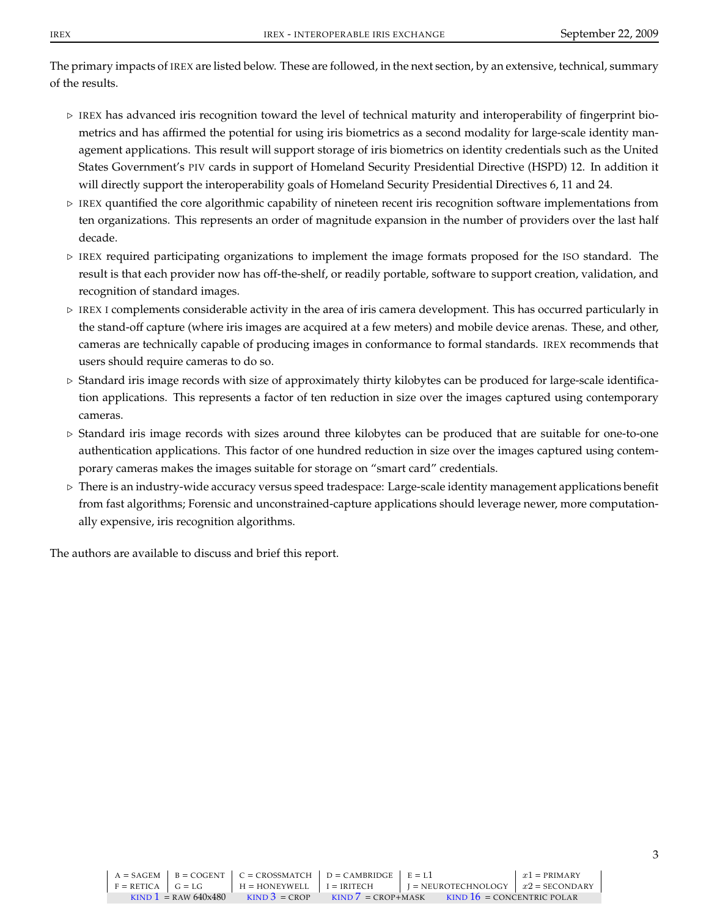The primary impacts of IREX are listed below. These are followed, in the next section, by an extensive, technical, summary of the results.

- IREX has advanced iris recognition toward the level of technical maturity and interoperability of fingerprint biometrics and has affirmed the potential for using iris biometrics as a second modality for large-scale identity management applications. This result will support storage of iris biometrics on identity credentials such as the United States Government's PIV cards in support of Homeland Security Presidential Directive (HSPD) 12. In addition it will directly support the interoperability goals of Homeland Security Presidential Directives 6, 11 and 24.
- IREX quantified the core algorithmic capability of nineteen recent iris recognition software implementations from ten organizations. This represents an order of magnitude expansion in the number of providers over the last half decade.
- IREX required participating organizations to implement the image formats proposed for the ISO standard. The result is that each provider now has off-the-shelf, or readily portable, software to support creation, validation, and recognition of standard images.
- IREX I complements considerable activity in the area of iris camera development. This has occurred particularly in the stand-off capture (where iris images are acquired at a few meters) and mobile device arenas. These, and other, cameras are technically capable of producing images in conformance to formal standards. IREX recommends that users should require cameras to do so.
- Standard iris image records with size of approximately thirty kilobytes can be produced for large-scale identification applications. This represents a factor of ten reduction in size over the images captured using contemporary cameras.
- Standard iris image records with sizes around three kilobytes can be produced that are suitable for one-to-one authentication applications. This factor of one hundred reduction in size over the images captured using contemporary cameras makes the images suitable for storage on "smart card" credentials.
- There is an industry-wide accuracy versus speed tradespace: Large-scale identity management applications benefit from fast algorithms; Forensic and unconstrained-capture applications should leverage newer, more computationally expensive, iris recognition algorithms.

The authors are available to discuss and brief this report.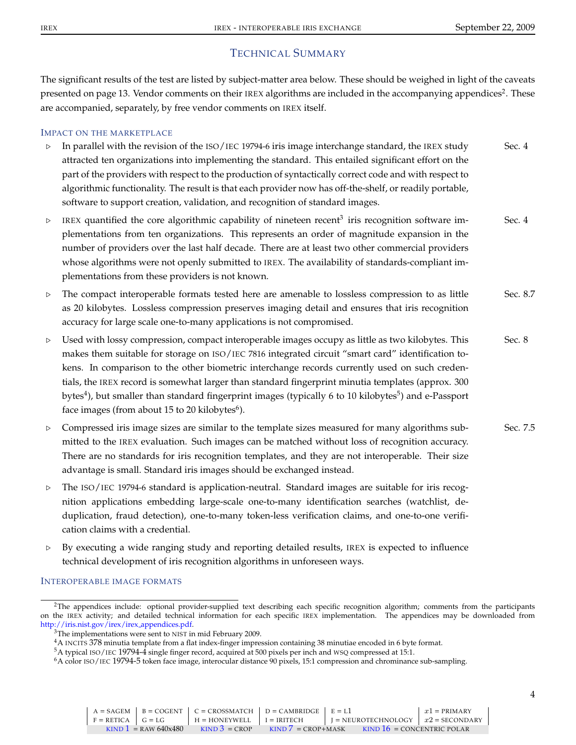## TECHNICAL SUMMARY

The significant results of the test are listed by subject-matter area below. These should be weighed in light of the caveats presented on page 13. Vendor comments on their IREX algorithms are included in the accompanying appendices[2]. These are accompanied, separately, by free vendor comments on IREX itself.

### IMPACT ON THE MARKETPLACE

- ▷ In parallel with the revision of the ISO/IEC 19794-6 iris image interchange standard, the IREX study attracted ten organizations into implementing the standard. This entailed significant effort on the part of the providers with respect to the production of syntactically correct code and with respect to algorithmic functionality. The result is that each provider now has off-the-shelf, or readily portable, software to support creation, validation, and recognition of standard images. — Sec. 4

- ▷ IREX quantified the core algorithmic capability of nineteen recent[3] iris recognition software implementations from ten organizations. This represents an order of magnitude expansion in the number of providers over the last half decade. There are at least two other commercial providers whose algorithms were not openly submitted to IREX. The availability of standards-compliant implementations from these providers is not known. — Sec. 4

- ▷ The compact interoperable formats tested here are amenable to lossless compression to as little as 20 kilobytes. Lossless compression preserves imaging detail and ensures that iris recognition accuracy for large scale one-to-many applications is not compromised. — Sec. 8.7

- ▷ Used with lossy compression, compact interoperable images occupy as little as two kilobytes. This makes them suitable for storage on ISO/IEC 7816 integrated circuit "smart card" identification tokens. In comparison to the other biometric interchange records currently used on such credentials, the IREX record is somewhat larger than standard fingerprint minutia templates (approx. 300 bytes[4]), but smaller than standard fingerprint images (typically 6 to 10 kilobytes[5]) and e-Passport face images (from about 15 to 20 kilobytes[6]). — Sec. 8

- ▷ Compressed iris image sizes are similar to the template sizes measured for many algorithms submitted to the IREX evaluation. Such images can be matched without loss of recognition accuracy. There are no standards for iris recognition templates, and they are not interoperable. Their size advantage is small. Standard iris images should be exchanged instead. — Sec. 7.5

- ▷ The ISO/IEC 19794-6 standard is application-neutral. Standard images are suitable for iris recognition applications embedding large-scale one-to-many identification searches (watchlist, de-duplication, fraud detection), one-to-many token-less verification claims, and one-to-one verification claims with a credential.

- ▷ By executing a wide ranging study and reporting detailed results, IREX is expected to influence technical development of iris recognition algorithms in unforeseen ways.

### INTEROPERABLE IMAGE FORMATS

---

[2] The appendices include: optional provider-supplied text describing each specific recognition algorithm; comments from the participants on the IREX activity; and detailed technical information for each specific IREX implementation. The appendices may be downloaded from http://iris.nist.gov/irex/irex_appendices.pdf.

[3] The implementations were sent to NIST in mid February 2009.

[4] A INCITS 378 minutia template from a flat index-finger impression containing 38 minutiae encoded in 6 byte format.

[5] A typical ISO/IEC 19794-4 single finger record, acquired at 500 pixels per inch and WSQ compressed at 15:1.

[6] A color ISO/IEC 19794-5 token face image, interocular distance 90 pixels, 15:1 compression and chrominance sub-sampling.

| A = SAGEM | B = COGENT | C = CROSSMATCH | D = CAMBRIDGE | E = L1 | $x1$ = PRIMARY |
|---|---|---|---|---|---|
| F = RETICA | G = LG | H = HONEYWELL | I = IRITECH | J = NEUROTECHNOLOGY | $x2$ = SECONDARY |
| KIND 1 = RAW 640x480 | KIND 3 = CROP | KIND 7 = CROP+MASK | KIND 16 = CONCENTRIC POLAR | | |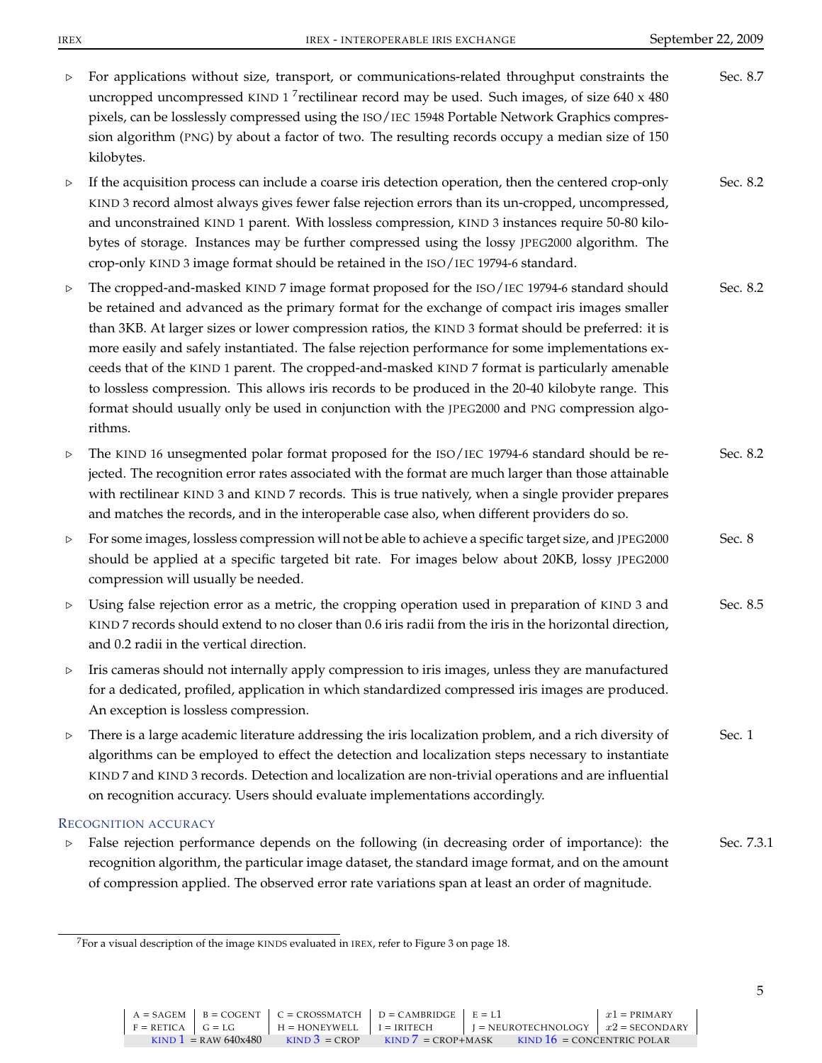- For applications without size, transport, or communications-related throughput constraints the uncropped uncompressed KIND 1 [7] rectilinear record may be used. Such images, of size 640 x 480 pixels, can be losslessly compressed using the ISO/IEC 15948 Portable Network Graphics compression algorithm (PNG) by about a factor of two. The resulting records occupy a median size of 150 kilobytes. — Sec. 8.7

- If the acquisition process can include a coarse iris detection operation, then the centered crop-only KIND 3 record almost always gives fewer false rejection errors than its un-cropped, uncompressed, and unconstrained KIND 1 parent. With lossless compression, KIND 3 instances require 50-80 kilobytes of storage. Instances may be further compressed using the lossy JPEG2000 algorithm. The crop-only KIND 3 image format should be retained in the ISO/IEC 19794-6 standard. — Sec. 8.2

- The cropped-and-masked KIND 7 image format proposed for the ISO/IEC 19794-6 standard should be retained and advanced as the primary format for the exchange of compact iris images smaller than 3KB. At larger sizes or lower compression ratios, the KIND 3 format should be preferred: it is more easily and safely instantiated. The false rejection performance for some implementations exceeds that of the KIND 1 parent. The cropped-and-masked KIND 7 format is particularly amenable to lossless compression. This allows iris records to be produced in the 20-40 kilobyte range. This format should usually only be used in conjunction with the JPEG2000 and PNG compression algorithms. — Sec. 8.2

- The KIND 16 unsegmented polar format proposed for the ISO/IEC 19794-6 standard should be rejected. The recognition error rates associated with the format are much larger than those attainable with rectilinear KIND 3 and KIND 7 records. This is true natively, when a single provider prepares and matches the records, and in the interoperable case also, when different providers do so. — Sec. 8.2

- For some images, lossless compression will not be able to achieve a specific target size, and JPEG2000 should be applied at a specific targeted bit rate. For images below about 20KB, lossy JPEG2000 compression will usually be needed. — Sec. 8

- Using false rejection error as a metric, the cropping operation used in preparation of KIND 3 and KIND 7 records should extend to no closer than 0.6 iris radii from the iris in the horizontal direction, and 0.2 radii in the vertical direction. — Sec. 8.5

- Iris cameras should not internally apply compression to iris images, unless they are manufactured for a dedicated, profiled, application in which standardized compressed iris images are produced. An exception is lossless compression.

- There is a large academic literature addressing the iris localization problem, and a rich diversity of algorithms can be employed to effect the detection and localization steps necessary to instantiate KIND 7 and KIND 3 records. Detection and localization are non-trivial operations and are influential on recognition accuracy. Users should evaluate implementations accordingly. — Sec. 1

### RECOGNITION ACCURACY

- False rejection performance depends on the following (in decreasing order of importance): the recognition algorithm, the particular image dataset, the standard image format, and on the amount of compression applied. The observed error rate variations span at least an order of magnitude. — Sec. 7.3.1

[7] For a visual description of the image KINDS evaluated in IREX, refer to Figure 3 on page 18.

| A = SAGEM | B = COGENT | C = CROSSMATCH | D = CAMBRIDGE | E = L1 | $x1$ = PRIMARY |
|---|---|---|---|---|---|
| F = RETICA | G = LG | H = HONEYWELL | I = IRITECH | J = NEUROTECHNOLOGY | $x2$ = SECONDARY |
| KIND 1 = RAW 640x480 | KIND 3 = CROP | KIND 7 = CROP+MASK | KIND 16 = CONCENTRIC POLAR | | |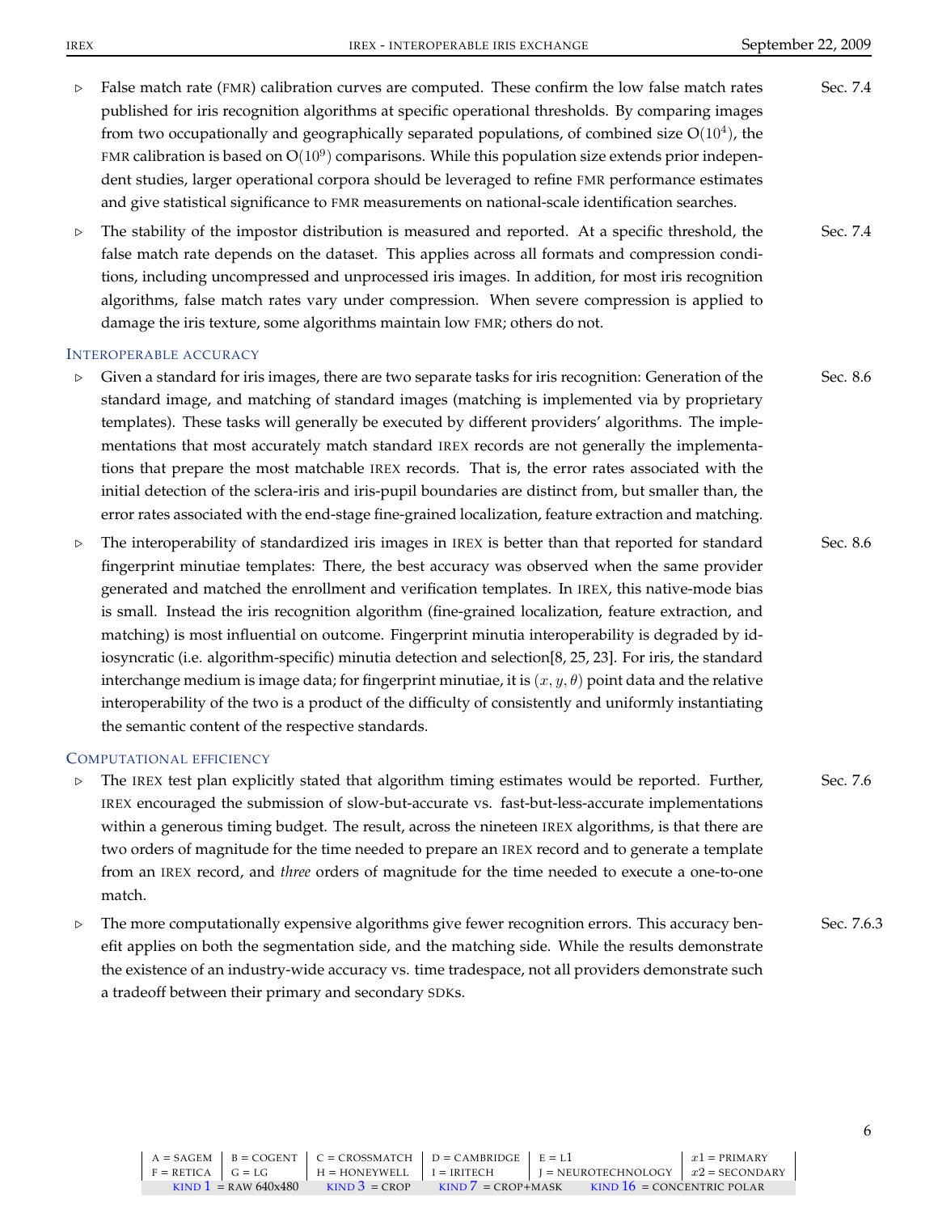- False match rate (FMR) calibration curves are computed. These confirm the low false match rates published for iris recognition algorithms at specific operational thresholds. By comparing images from two occupationally and geographically separated populations, of combined size $O(10^4)$, the FMR calibration is based on $O(10^9)$ comparisons. While this population size extends prior independent studies, larger operational corpora should be leveraged to refine FMR performance estimates and give statistical significance to FMR measurements on national-scale identification searches. — Sec. 7.4

- The stability of the impostor distribution is measured and reported. At a specific threshold, the false match rate depends on the dataset. This applies across all formats and compression conditions, including uncompressed and unprocessed iris images. In addition, for most iris recognition algorithms, false match rates vary under compression. When severe compression is applied to damage the iris texture, some algorithms maintain low FMR; others do not. — Sec. 7.4

### INTEROPERABLE ACCURACY

- Given a standard for iris images, there are two separate tasks for iris recognition: Generation of the standard image, and matching of standard images (matching is implemented via by proprietary templates). These tasks will generally be executed by different providers' algorithms. The implementations that most accurately match standard IREX records are not generally the implementations that prepare the most matchable IREX records. That is, the error rates associated with the initial detection of the sclera-iris and iris-pupil boundaries are distinct from, but smaller than, the error rates associated with the end-stage fine-grained localization, feature extraction and matching. — Sec. 8.6

- The interoperability of standardized iris images in IREX is better than that reported for standard fingerprint minutiae templates: There, the best accuracy was observed when the same provider generated and matched the enrollment and verification templates. In IREX, this native-mode bias is small. Instead the iris recognition algorithm (fine-grained localization, feature extraction, and matching) is most influential on outcome. Fingerprint minutia interoperability is degraded by idiosyncratic (i.e. algorithm-specific) minutia detection and selection[8, 25, 23]. For iris, the standard interchange medium is image data; for fingerprint minutiae, it is $(x, y, \theta)$ point data and the relative interoperability of the two is a product of the difficulty of consistently and uniformly instantiating the semantic content of the respective standards. — Sec. 8.6

### COMPUTATIONAL EFFICIENCY

- The IREX test plan explicitly stated that algorithm timing estimates would be reported. Further, IREX encouraged the submission of slow-but-accurate vs. fast-but-less-accurate implementations within a generous timing budget. The result, across the nineteen IREX algorithms, is that there are two orders of magnitude for the time needed to prepare an IREX record and to generate a template from an IREX record, and *three* orders of magnitude for the time needed to execute a one-to-one match. — Sec. 7.6

- The more computationally expensive algorithms give fewer recognition errors. This accuracy benefit applies on both the segmentation side, and the matching side. While the results demonstrate the existence of an industry-wide accuracy vs. time tradespace, not all providers demonstrate such a tradeoff between their primary and secondary SDKs. — Sec. 7.6.3

| A = SAGEM | B = COGENT | C = CROSSMATCH | D = CAMBRIDGE | E = L1 | $x1$ = PRIMARY |
|---|---|---|---|---|---|
| F = RETICA | G = LG | H = HONEYWELL | I = IRITECH | J = NEUROTECHNOLOGY | $x2$ = SECONDARY |
| KIND 1 = RAW 640x480 | KIND 3 = CROP | KIND 7 = CROP+MASK | KIND 16 = CONCENTRIC POLAR | | |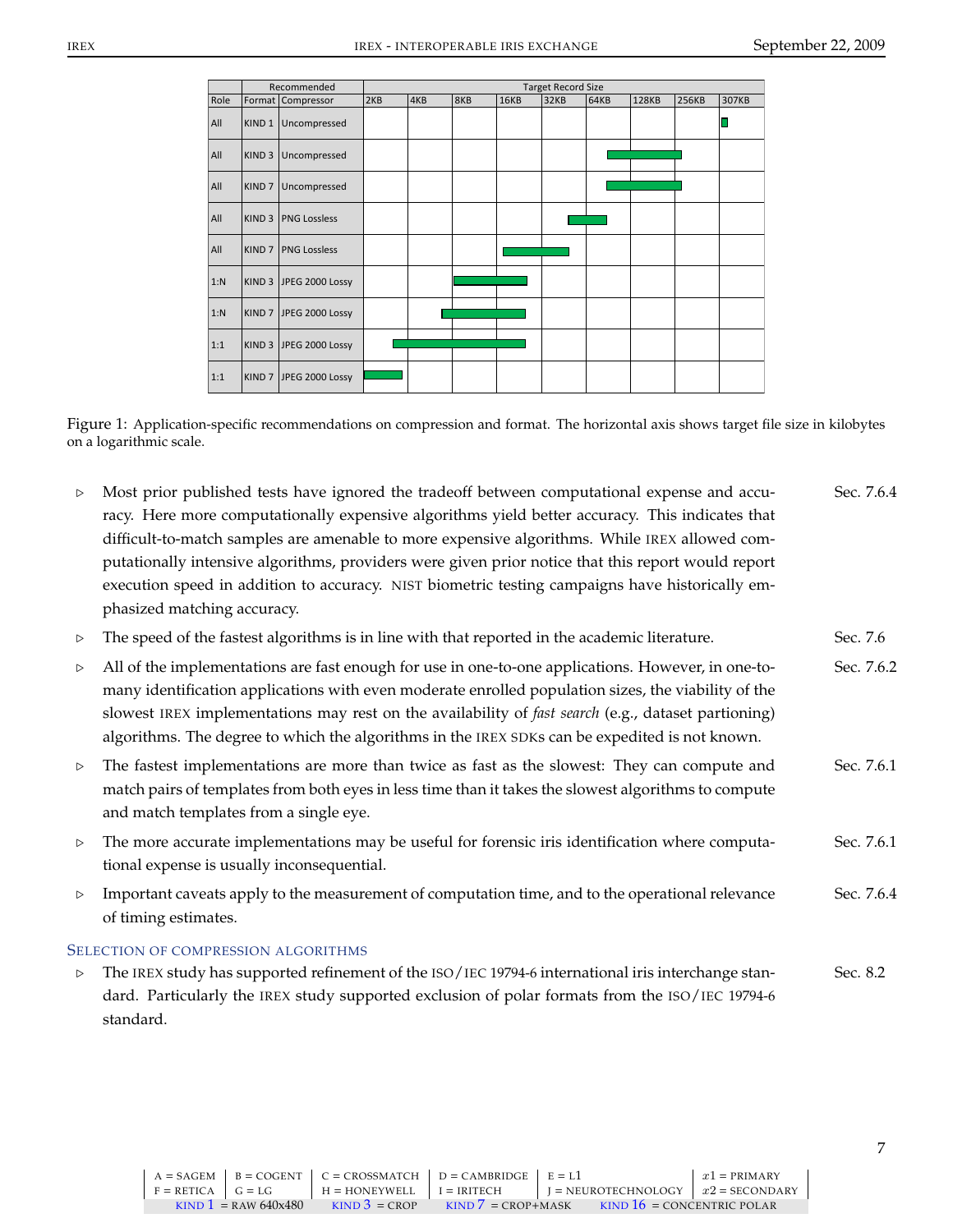| Recommended | | | Target Record Size | | | | | | | | |
|---|---|---|---|---|---|---|---|---|---|---|---|
| Role | Format | Compressor | 2KB | 4KB | 8KB | 16KB | 32KB | 64KB | 128KB | 256KB | 307KB |
| All | KIND 1 | Uncompressed | | | | | | | | | |
| All | KIND 3 | Uncompressed | | | | | | | | | |
| All | KIND 7 | Uncompressed | | | | | | | | | |
| All | KIND 3 | PNG Lossless | | | | | | | | | |
| All | KIND 7 | PNG Lossless | | | | | | | | | |
| 1:N | KIND 3 | JPEG 2000 Lossy | | | | | | | | | |
| 1:N | KIND 7 | JPEG 2000 Lossy | | | | | | | | | |
| 1:1 | KIND 3 | JPEG 2000 Lossy | | | | | | | | | |
| 1:1 | KIND 7 | JPEG 2000 Lossy | | | | | | | | | |

Figure 1: Application-specific recommendations on compression and format. The horizontal axis shows target file size in kilobytes on a logarithmic scale.

- ▷ Most prior published tests have ignored the tradeoff between computational expense and accuracy. Here more computationally expensive algorithms yield better accuracy. This indicates that difficult-to-match samples are amenable to more expensive algorithms. While IREX allowed computationally intensive algorithms, providers were given prior notice that this report would report execution speed in addition to accuracy. NIST biometric testing campaigns have historically emphasized matching accuracy. — Sec. 7.6.4
- ▷ The speed of the fastest algorithms is in line with that reported in the academic literature. — Sec. 7.6
- ▷ All of the implementations are fast enough for use in one-to-one applications. However, in one-to-many identification applications with even moderate enrolled population sizes, the viability of the slowest IREX implementations may rest on the availability of *fast search* (e.g., dataset partioning) algorithms. The degree to which the algorithms in the IREX SDKs can be expedited is not known. — Sec. 7.6.2
- ▷ The fastest implementations are more than twice as fast as the slowest: They can compute and match pairs of templates from both eyes in less time than it takes the slowest algorithms to compute and match templates from a single eye. — Sec. 7.6.1
- ▷ The more accurate implementations may be useful for forensic iris identification where computational expense is usually inconsequential. — Sec. 7.6.1
- ▷ Important caveats apply to the measurement of computation time, and to the operational relevance of timing estimates. — Sec. 7.6.4

### SELECTION OF COMPRESSION ALGORITHMS

- ▷ The IREX study has supported refinement of the ISO/IEC 19794-6 international iris interchange standard. Particularly the IREX study supported exclusion of polar formats from the ISO/IEC 19794-6 standard. — Sec. 8.2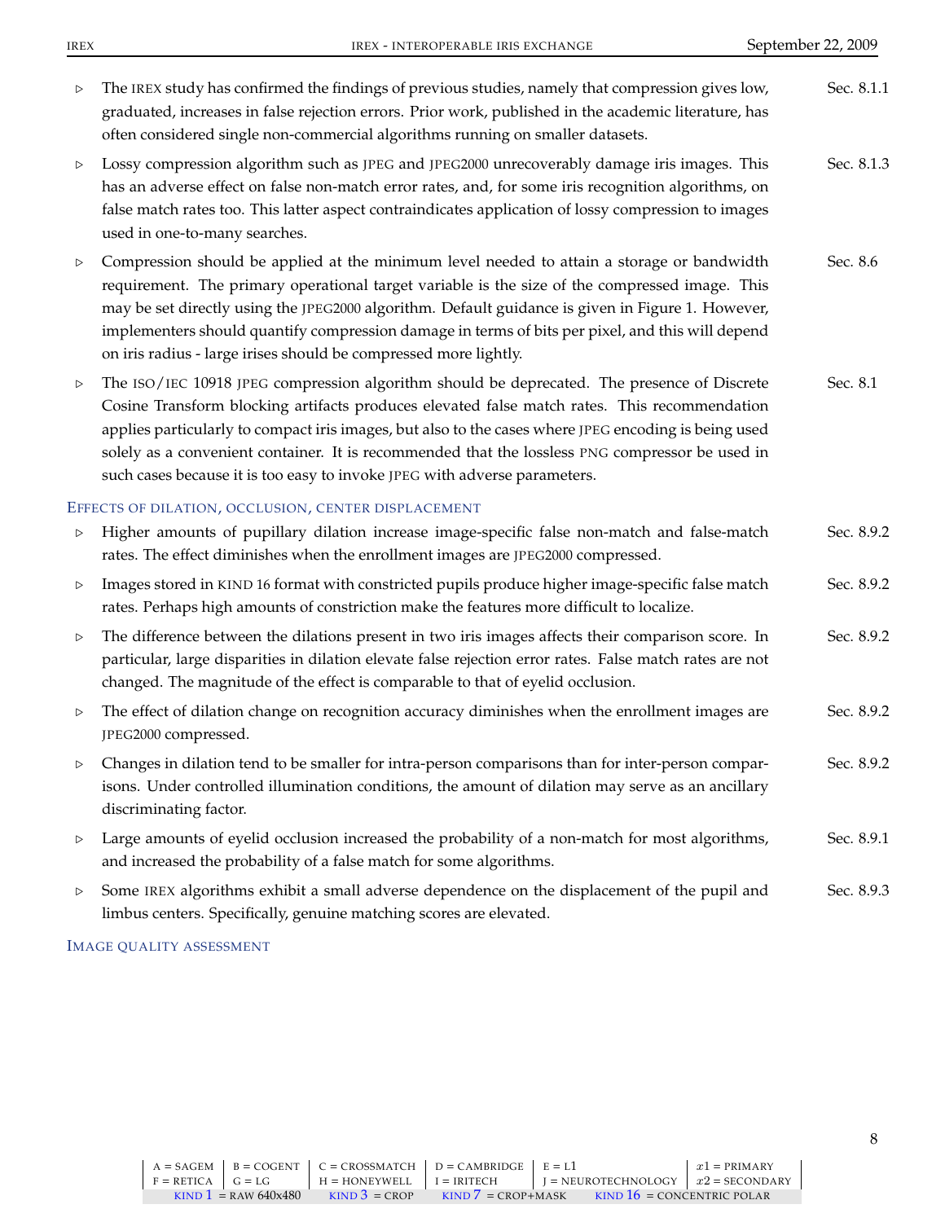- ▷ The IREX study has confirmed the findings of previous studies, namely that compression gives low, graduated, increases in false rejection errors. Prior work, published in the academic literature, has often considered single non-commercial algorithms running on smaller datasets. — Sec. 8.1.1

- ▷ Lossy compression algorithm such as JPEG and JPEG2000 unrecoverably damage iris images. This has an adverse effect on false non-match error rates, and, for some iris recognition algorithms, on false match rates too. This latter aspect contraindicates application of lossy compression to images used in one-to-many searches. — Sec. 8.1.3

- ▷ Compression should be applied at the minimum level needed to attain a storage or bandwidth requirement. The primary operational target variable is the size of the compressed image. This may be set directly using the JPEG2000 algorithm. Default guidance is given in Figure 1. However, implementers should quantify compression damage in terms of bits per pixel, and this will depend on iris radius - large irises should be compressed more lightly. — Sec. 8.6

- ▷ The ISO/IEC 10918 JPEG compression algorithm should be deprecated. The presence of Discrete Cosine Transform blocking artifacts produces elevated false match rates. This recommendation applies particularly to compact iris images, but also to the cases where JPEG encoding is being used solely as a convenient container. It is recommended that the lossless PNG compressor be used in such cases because it is too easy to invoke JPEG with adverse parameters. — Sec. 8.1

### Effects of dilation, occlusion, center displacement

- ▷ Higher amounts of pupillary dilation increase image-specific false non-match and false-match rates. The effect diminishes when the enrollment images are JPEG2000 compressed. — Sec. 8.9.2

- ▷ Images stored in KIND 16 format with constricted pupils produce higher image-specific false match rates. Perhaps high amounts of constriction make the features more difficult to localize. — Sec. 8.9.2

- ▷ The difference between the dilations present in two iris images affects their comparison score. In particular, large disparities in dilation elevate false rejection error rates. False match rates are not changed. The magnitude of the effect is comparable to that of eyelid occlusion. — Sec. 8.9.2

- ▷ The effect of dilation change on recognition accuracy diminishes when the enrollment images are JPEG2000 compressed. — Sec. 8.9.2

- ▷ Changes in dilation tend to be smaller for intra-person comparisons than for inter-person comparisons. Under controlled illumination conditions, the amount of dilation may serve as an ancillary discriminating factor. — Sec. 8.9.2

- ▷ Large amounts of eyelid occlusion increased the probability of a non-match for most algorithms, and increased the probability of a false match for some algorithms. — Sec. 8.9.1

- ▷ Some IREX algorithms exhibit a small adverse dependence on the displacement of the pupil and limbus centers. Specifically, genuine matching scores are elevated. — Sec. 8.9.3

### Image quality assessment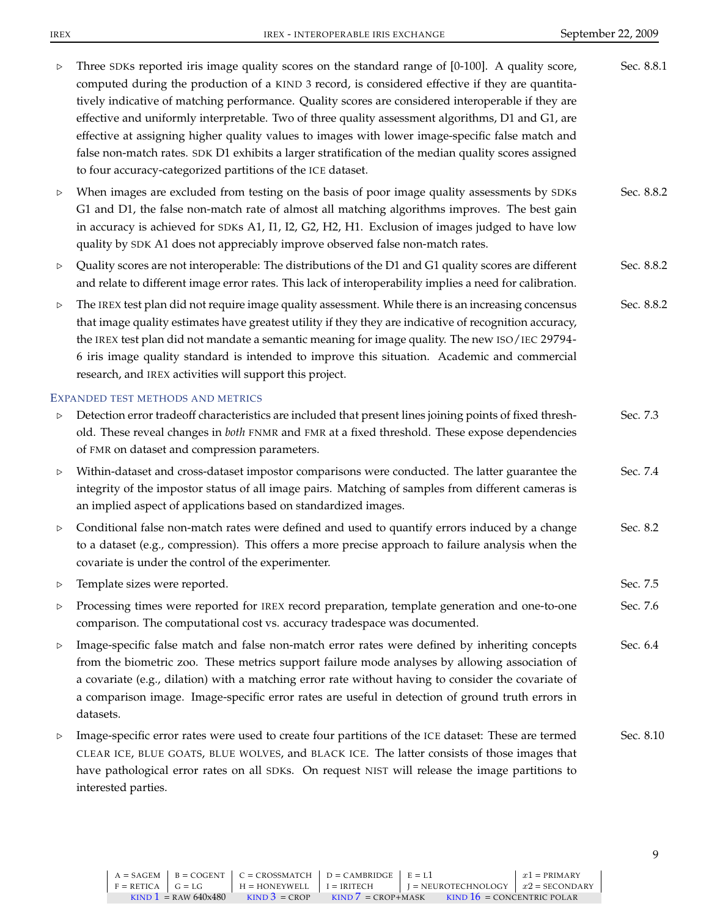- ▷ Three SDKs reported iris image quality scores on the standard range of [0-100]. A quality score, computed during the production of a KIND 3 record, is considered effective if they are quantitatively indicative of matching performance. Quality scores are considered interoperable if they are effective and uniformly interpretable. Two of three quality assessment algorithms, D1 and G1, are effective at assigning higher quality values to images with lower image-specific false match and false non-match rates. SDK D1 exhibits a larger stratification of the median quality scores assigned to four accuracy-categorized partitions of the ICE dataset. — Sec. 8.8.1

- ▷ When images are excluded from testing on the basis of poor image quality assessments by SDKs G1 and D1, the false non-match rate of almost all matching algorithms improves. The best gain in accuracy is achieved for SDKs A1, I1, I2, G2, H2, H1. Exclusion of images judged to have low quality by SDK A1 does not appreciably improve observed false non-match rates. — Sec. 8.8.2

- ▷ Quality scores are not interoperable: The distributions of the D1 and G1 quality scores are different and relate to different image error rates. This lack of interoperability implies a need for calibration. — Sec. 8.8.2

- ▷ The IREX test plan did not require image quality assessment. While there is an increasing concensus that image quality estimates have greatest utility if they they are indicative of recognition accuracy, the IREX test plan did not mandate a semantic meaning for image quality. The new ISO/IEC 29794-6 iris image quality standard is intended to improve this situation. Academic and commercial research, and IREX activities will support this project. — Sec. 8.8.2

### EXPANDED TEST METHODS AND METRICS

- ▷ Detection error tradeoff characteristics are included that present lines joining points of fixed threshold. These reveal changes in *both* FNMR and FMR at a fixed threshold. These expose dependencies of FMR on dataset and compression parameters. — Sec. 7.3

- ▷ Within-dataset and cross-dataset impostor comparisons were conducted. The latter guarantee the integrity of the impostor status of all image pairs. Matching of samples from different cameras is an implied aspect of applications based on standardized images. — Sec. 7.4

- ▷ Conditional false non-match rates were defined and used to quantify errors induced by a change to a dataset (e.g., compression). This offers a more precise approach to failure analysis when the covariate is under the control of the experimenter. — Sec. 8.2

- ▷ Template sizes were reported. — Sec. 7.5

- ▷ Processing times were reported for IREX record preparation, template generation and one-to-one comparison. The computational cost vs. accuracy tradespace was documented. — Sec. 7.6

- ▷ Image-specific false match and false non-match error rates were defined by inheriting concepts from the biometric zoo. These metrics support failure mode analyses by allowing association of a covariate (e.g., dilation) with a matching error rate without having to consider the covariate of a comparison image. Image-specific error rates are useful in detection of ground truth errors in datasets. — Sec. 6.4

- ▷ Image-specific error rates were used to create four partitions of the ICE dataset: These are termed CLEAR ICE, BLUE GOATS, BLUE WOLVES, and BLACK ICE. The latter consists of those images that have pathological error rates on all SDKs. On request NIST will release the image partitions to interested parties. — Sec. 8.10

| A = SAGEM | B = COGENT | C = CROSSMATCH | D = CAMBRIDGE | E = L1 | $x1$ = PRIMARY |
|---|---|---|---|---|---|
| F = RETICA | G = LG | H = HONEYWELL | I = IRITECH | J = NEUROTECHNOLOGY | $x2$ = SECONDARY |
| KIND 1 = RAW 640x480 | KIND 3 = CROP | KIND 7 = CROP+MASK | KIND 16 = CONCENTRIC POLAR | | |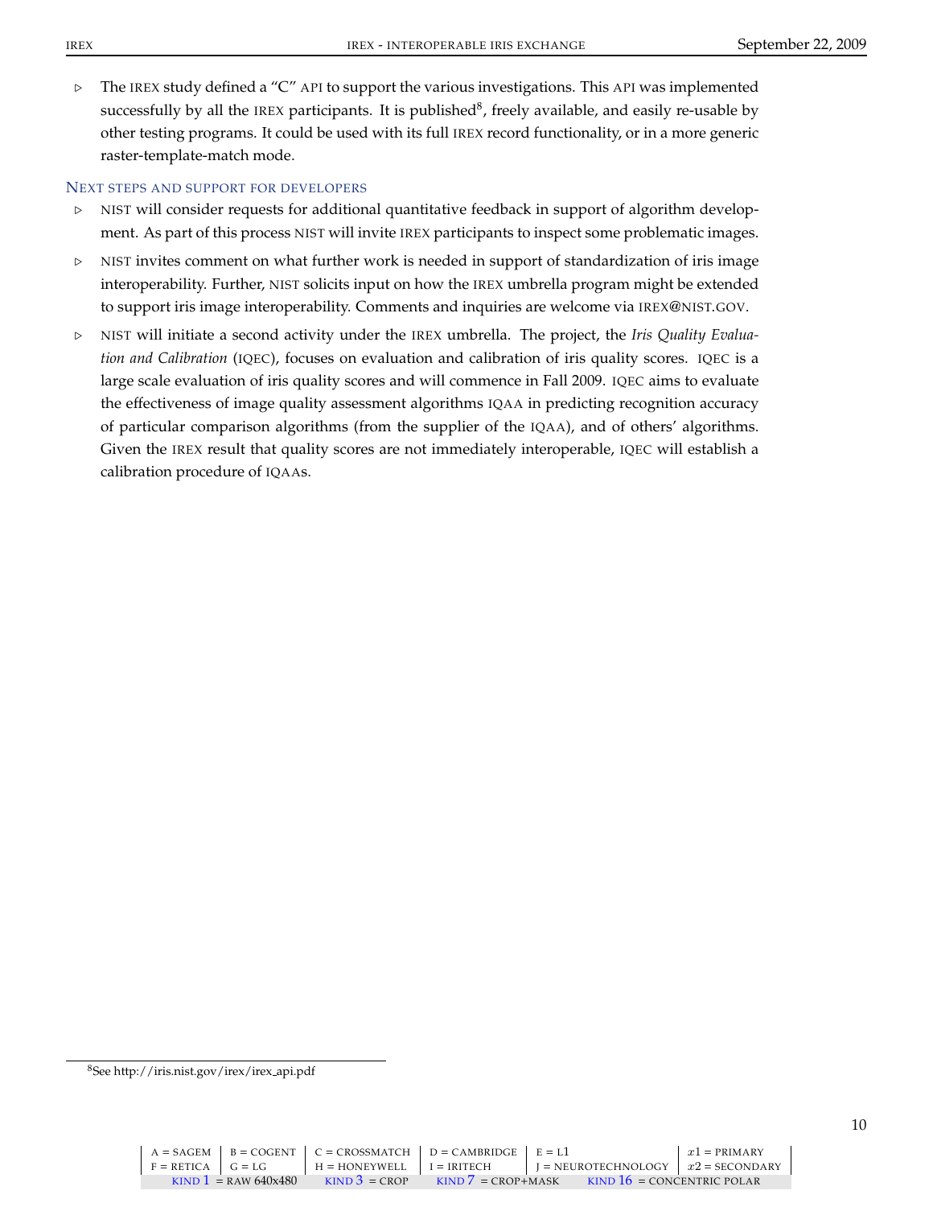- The IREX study defined a "C" API to support the various investigations. This API was implemented successfully by all the IREX participants. It is published[8], freely available, and easily re-usable by other testing programs. It could be used with its full IREX record functionality, or in a more generic raster-template-match mode.

### NEXT STEPS AND SUPPORT FOR DEVELOPERS

- NIST will consider requests for additional quantitative feedback in support of algorithm development. As part of this process NIST will invite IREX participants to inspect some problematic images.
- NIST invites comment on what further work is needed in support of standardization of iris image interoperability. Further, NIST solicits input on how the IREX umbrella program might be extended to support iris image interoperability. Comments and inquiries are welcome via IREX@NIST.GOV.
- NIST will initiate a second activity under the IREX umbrella. The project, the *Iris Quality Evaluation and Calibration* (IQEC), focuses on evaluation and calibration of iris quality scores. IQEC is a large scale evaluation of iris quality scores and will commence in Fall 2009. IQEC aims to evaluate the effectiveness of image quality assessment algorithms IQAA in predicting recognition accuracy of particular comparison algorithms (from the supplier of the IQAA), and of others' algorithms. Given the IREX result that quality scores are not immediately interoperable, IQEC will establish a calibration procedure of IQAAs.

[8] See http://iris.nist.gov/irex/irex_api.pdf

| | | | | | |
|---|---|---|---|---|---|
| A = SAGEM | B = COGENT | C = CROSSMATCH | D = CAMBRIDGE | E = L1 | $x1$ = PRIMARY |
| F = RETICA | G = LG | H = HONEYWELL | I = IRITECH | J = NEUROTECHNOLOGY | $x2$ = SECONDARY |
| KIND 1 = RAW 640x480 | | KIND 3 = CROP | KIND 7 = CROP+MASK | KIND 16 = CONCENTRIC POLAR | |